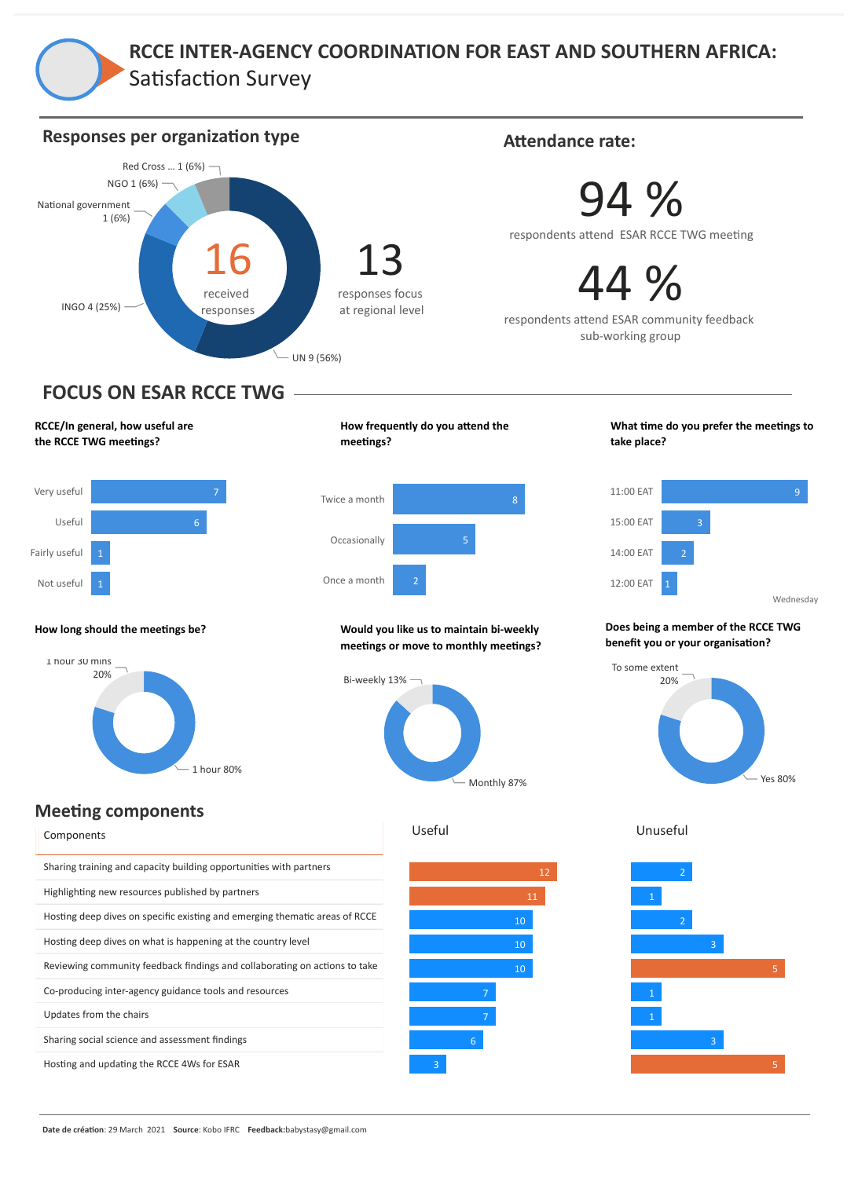# RCCE INTER-AGENCY COORDINATION FOR EAST AND SOUTHERN AFRICA: Satisfaction Survey

## Responses per organization type

Red Cross ... 1 (6%)
NGO 1 (6%)
National government 1 (6%)
INGO 4 (25%)
UN 9 (56%)

16 received responses

13 responses focus at regional level

## Attendance rate:

94 %
respondents attend ESAR RCCE TWG meeting

44 %
respondents attend ESAR community feedback sub-working group

## FOCUS ON ESAR RCCE TWG

**RCCE/In general, how useful are the RCCE TWG meetings?**

Very useful 7
Useful 6
Fairly useful 1
Not useful 1

**How frequently do you attend the meetings?**

Twice a month 8
Occasionally 5
Once a month 2

**What time do you prefer the meetings to take place?**

11:00 EAT 9
15:00 EAT 3
14:00 EAT 2
12:00 EAT 1
Wednesday

**How long should the meetings be?**

1 hour 30 mins 20%
1 hour 80%

**Would you like us to maintain bi-weekly meetings or move to monthly meetings?**

Bi-weekly 13%
Monthly 87%

**Does being a member of the RCCE TWG benefit you or your organisation?**

To some extent 20%
Yes 80%

## Meeting components

| Components | Useful | Unuseful |
|---|---|---|
| Sharing training and capacity building opportunities with partners | 12 | 2 |
| Highlighting new resources published by partners | 11 | 1 |
| Hosting deep dives on specific existing and emerging thematic areas of RCCE | 10 | 2 |
| Hosting deep dives on what is happening at the country level | 10 | 3 |
| Reviewing community feedback findings and collaborating on actions to take | 10 | 5 |
| Co-producing inter-agency guidance tools and resources | 7 | 1 |
| Updates from the chairs | 7 | 1 |
| Sharing social science and assessment findings | 6 | 3 |
| Hosting and updating the RCCE 4Ws for ESAR | 3 | 5 |

**Date de création**: 29 March 2021 **Source**: Kobo IFRC **Feedback:**babystasy@gmail.com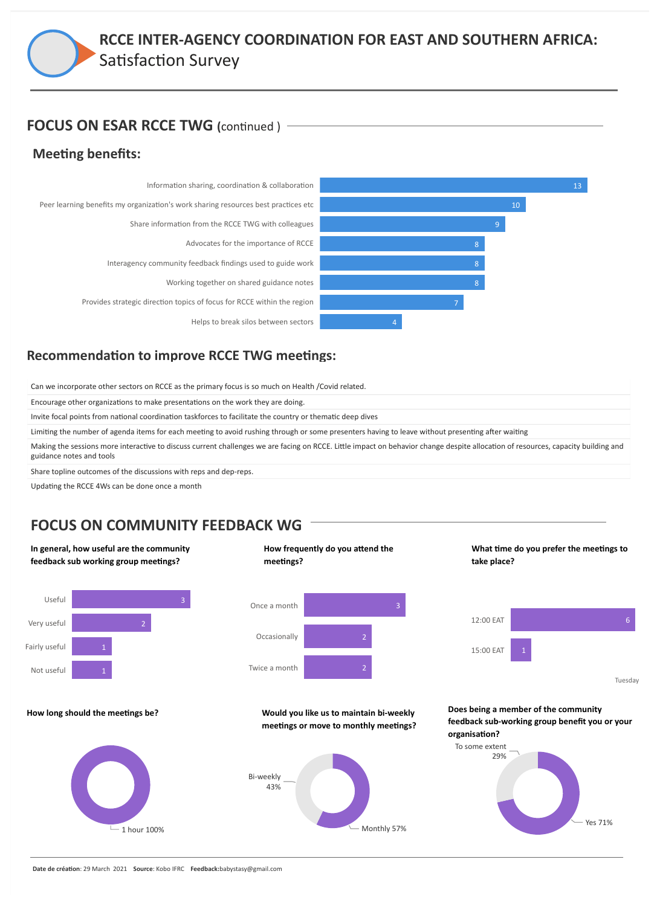# RCCE INTER-AGENCY COORDINATION FOR EAST AND SOUTHERN AFRICA: Satisfaction Survey

## FOCUS ON ESAR RCCE TWG (continued )

### Meeting benefits:

Information sharing, coordination & collaboration 13
Peer learning benefits my organization's work sharing resources best practices etc 10
Share information from the RCCE TWG with colleagues 9
Advocates for the importance of RCCE 8
Interagency community feedback findings used to guide work 8
Working together on shared guidance notes 8
Provides strategic direction topics of focus for RCCE within the region 7
Helps to break silos between sectors 4

### Recommendation to improve RCCE TWG meetings:

- Can we incorporate other sectors on RCCE as the primary focus is so much on Health /Covid related.
- Encourage other organizations to make presentations on the work they are doing.
- Invite focal points from national coordination taskforces to facilitate the country or thematic deep dives
- Limiting the number of agenda items for each meeting to avoid rushing through or some presenters having to leave without presenting after waiting
- Making the sessions more interactive to discuss current challenges we are facing on RCCE. Little impact on behavior change despite allocation of resources, capacity building and guidance notes and tools
- Share topline outcomes of the discussions with reps and dep-reps.
- Updating the RCCE 4Ws can be done once a month

## FOCUS ON COMMUNITY FEEDBACK WG

**In general, how useful are the community feedback sub working group meetings?**

Useful 3
Very useful 2
Fairly useful 1
Not useful 1

**How frequently do you attend the meetings?**

Once a month 3
Occasionally 2
Twice a month 2

**What time do you prefer the meetings to take place?**

12:00 EAT 6
15:00 EAT 1
Tuesday

**How long should the meetings be?**

1 hour 100%

**Would you like us to maintain bi-weekly meetings or move to monthly meetings?**

Bi-weekly 43%
Monthly 57%

**Does being a member of the community feedback sub-working group benefit you or your organisation?**

To some extent 29%
Yes 71%

**Date de création**: 29 March 2021 **Source**: Kobo IFRC **Feedback:**babystasy@gmail.com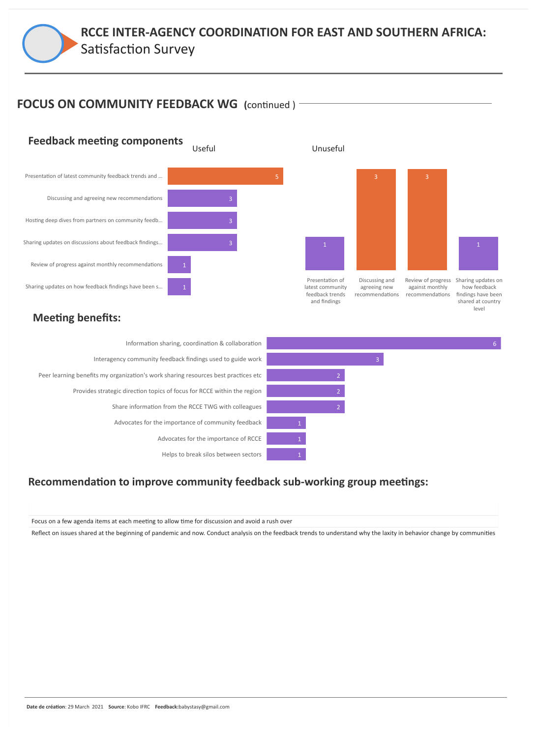# RCCE INTER-AGENCY COORDINATION FOR EAST AND SOUTHERN AFRICA:
Satisfaction Survey

## FOCUS ON COMMUNITY FEEDBACK WG (continued )

### Feedback meeting components

Useful

Presentation of latest community feedback trends and ... 5
Discussing and agreeing new recommendations 3
Hosting deep dives from partners on community feedb... 3
Sharing updates on discussions about feedback findings... 3
Review of progress against monthly recommendations 1
Sharing updates on how feedback findings have been s... 1

Unuseful

Presentation of latest community feedback trends and findings 1
Discussing and agreeing new recommendations 3
Review of progress against monthly recommendations 3
Sharing updates on how feedback findings have been shared at country level 1

### Meeting benefits:

Information sharing, coordination & collaboration 6
Interagency community feedback findings used to guide work 3
Peer learning benefits my organization's work sharing resources best practices etc 2
Provides strategic direction topics of focus for RCCE within the region 2
Share information from the RCCE TWG with colleagues 2
Advocates for the importance of community feedback 1
Advocates for the importance of RCCE 1
Helps to break silos between sectors 1

### Recommendation to improve community feedback sub-working group meetings:

| |
|---|
| Focus on a few agenda items at each meeting to allow time for discussion and avoid a rush over |
| Reflect on issues shared at the beginning of pandemic and now. Conduct analysis on the feedback trends to understand why the laxity in behavior change by communities |

**Date de création**: 29 March 2021 **Source**: Kobo IFRC **Feedback:**babystasy@gmail.com